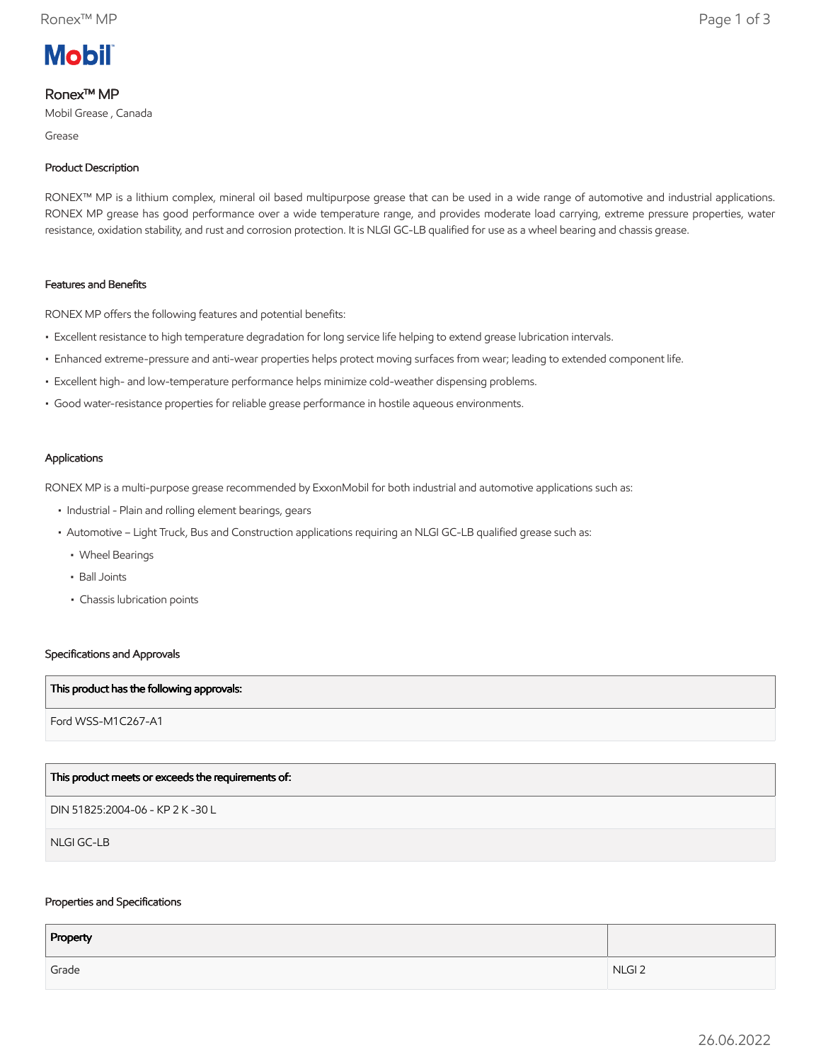# Mobil

## Ronex™ MP

Mobil Grease , Canada

Grease

### Product Description

RONEX™ MP is a lithium complex, mineral oil based multipurpose grease that can be used in a wide range of automotive and industrial applications. RONEX MP grease has good performance over a wide temperature range, and provides moderate load carrying, extreme pressure properties, water resistance, oxidation stability, and rust and corrosion protection. It is NLGI GC-LB qualified for use as a wheel bearing and chassis grease.

### Features and Benefits

RONEX MP offers the following features and potential benefits:

- Excellent resistance to high temperature degradation for long service life helping to extend grease lubrication intervals.
- Enhanced extreme-pressure and anti-wear properties helps protect moving surfaces from wear; leading to extended component life.
- Excellent high- and low-temperature performance helps minimize cold-weather dispensing problems.
- Good water-resistance properties for reliable grease performance in hostile aqueous environments.

### Applications

RONEX MP is a multi-purpose grease recommended by ExxonMobil for both industrial and automotive applications such as:

- Industrial - Plain and rolling element bearings, gears
- Automotive – Light Truck, Bus and Construction applications requiring an NLGI GC-LB qualified grease such as:
  - Wheel Bearings
  - Ball Joints
  - Chassis lubrication points

### Specifications and Approvals

| This product has the following approvals: |
|---|
| Ford WSS-M1C267-A1 |

| This product meets or exceeds the requirements of: |
|---|
| DIN 51825:2004-06 - KP 2 K -30 L |
| NLGI GC-LB |

### Properties and Specifications

| Property | |
|---|---|
| Grade | NLGI 2 |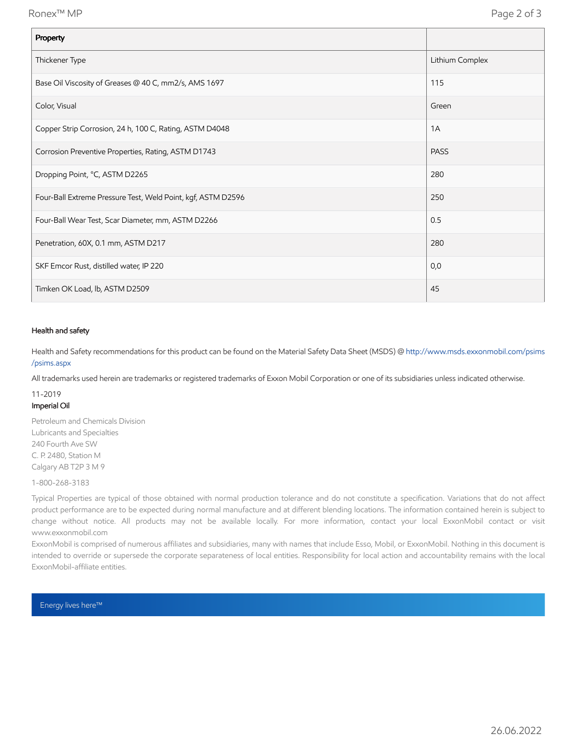| Property | |
|---|---|
| Thickener Type | Lithium Complex |
| Base Oil Viscosity of Greases @ 40 C, mm2/s, AMS 1697 | 115 |
| Color, Visual | Green |
| Copper Strip Corrosion, 24 h, 100 C, Rating, ASTM D4048 | 1A |
| Corrosion Preventive Properties, Rating, ASTM D1743 | PASS |
| Dropping Point, °C, ASTM D2265 | 280 |
| Four-Ball Extreme Pressure Test, Weld Point, kgf, ASTM D2596 | 250 |
| Four-Ball Wear Test, Scar Diameter, mm, ASTM D2266 | 0.5 |
| Penetration, 60X, 0.1 mm, ASTM D217 | 280 |
| SKF Emcor Rust, distilled water, IP 220 | 0,0 |
| Timken OK Load, lb, ASTM D2509 | 45 |

### Health and safety

Health and Safety recommendations for this product can be found on the Material Safety Data Sheet (MSDS) @ http://www.msds.exxonmobil.com/psims/psims.aspx

All trademarks used herein are trademarks or registered trademarks of Exxon Mobil Corporation or one of its subsidiaries unless indicated otherwise.

11-2019

**Imperial Oil**

Petroleum and Chemicals Division
Lubricants and Specialties
240 Fourth Ave SW
C. P. 2480, Station M
Calgary AB T2P 3 M 9

1-800-268-3183

Typical Properties are typical of those obtained with normal production tolerance and do not constitute a specification. Variations that do not affect product performance are to be expected during normal manufacture and at different blending locations. The information contained herein is subject to change without notice. All products may not be available locally. For more information, contact your local ExxonMobil contact or visit www.exxonmobil.com

ExxonMobil is comprised of numerous affiliates and subsidiaries, many with names that include Esso, Mobil, or ExxonMobil. Nothing in this document is intended to override or supersede the corporate separateness of local entities. Responsibility for local action and accountability remains with the local ExxonMobil-affiliate entities.

Energy lives here™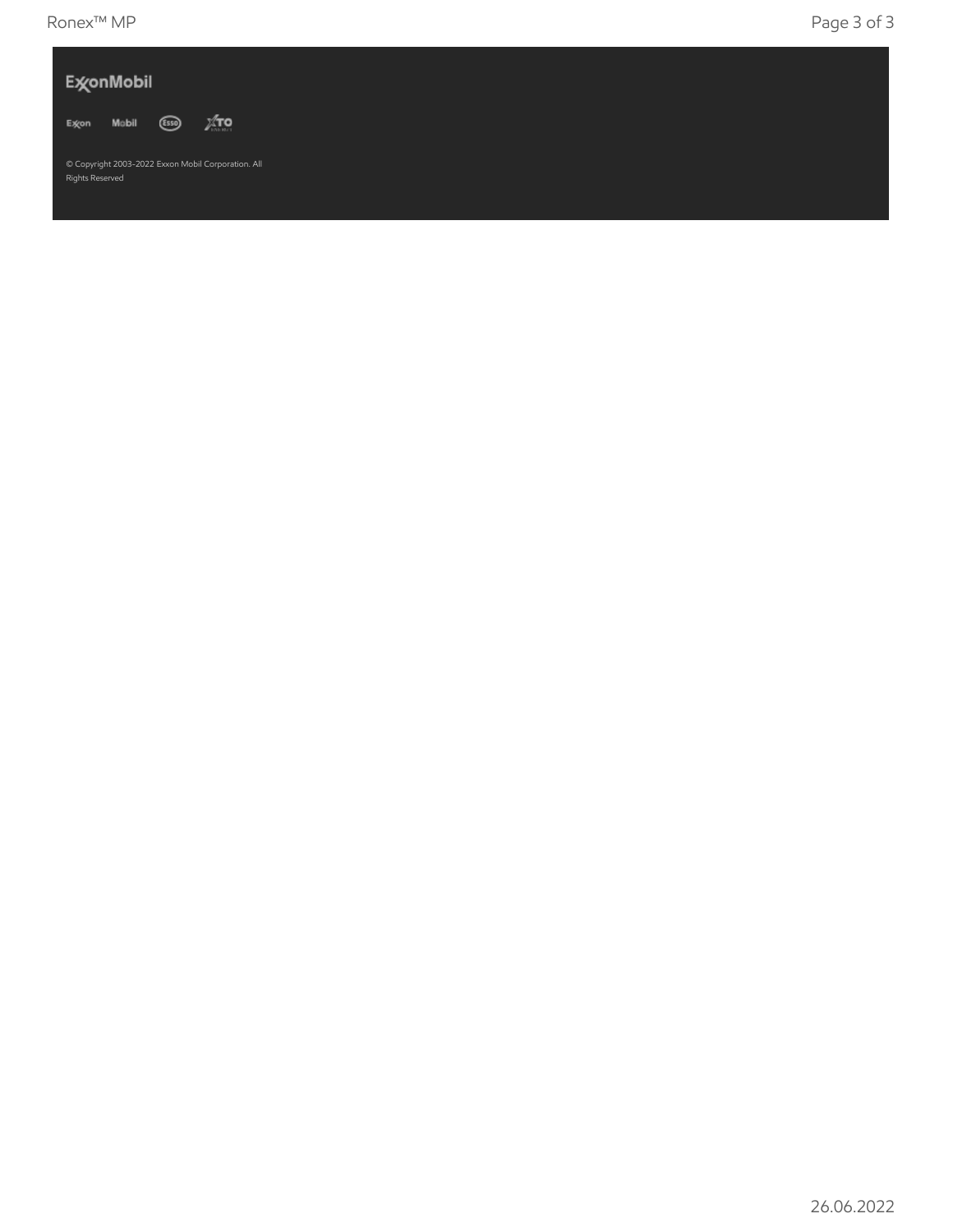ExxonMobil

Exxon Mobil Esso XTO

© Copyright 2003-2022 Exxon Mobil Corporation. All Rights Reserved